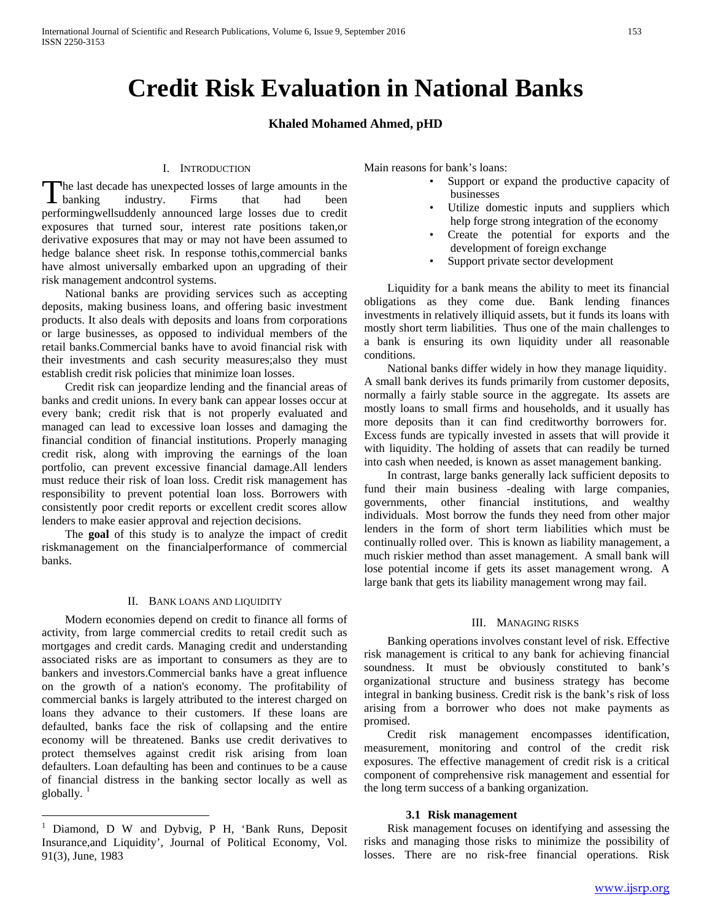# Credit Risk Evaluation in National Banks

**Khaled Mohamed Ahmed, pHD**

## I. Introduction

The last decade has unexpected losses of large amounts in the banking industry. Firms that had been performingwellsuddenly announced large losses due to credit exposures that turned sour, interest rate positions taken,or derivative exposures that may or may not have been assumed to hedge balance sheet risk. In response tothis,commercial banks have almost universally embarked upon an upgrading of their risk management andcontrol systems.

National banks are providing services such as accepting deposits, making business loans, and offering basic investment products. It also deals with deposits and loans from corporations or large businesses, as opposed to individual members of the retail banks.Commercial banks have to avoid financial risk with their investments and cash security measures;also they must establish credit risk policies that minimize loan losses.

Credit risk can jeopardize lending and the financial areas of banks and credit unions. In every bank can appear losses occur at every bank; credit risk that is not properly evaluated and managed can lead to excessive loan losses and damaging the financial condition of financial institutions. Properly managing credit risk, along with improving the earnings of the loan portfolio, can prevent excessive financial damage.All lenders must reduce their risk of loan loss. Credit risk management has responsibility to prevent potential loan loss. Borrowers with consistently poor credit reports or excellent credit scores allow lenders to make easier approval and rejection decisions.

The **goal** of this study is to analyze the impact of credit riskmanagement on the financialperformance of commercial banks.

## II. Bank loans and liquidity

Modern economies depend on credit to finance all forms of activity, from large commercial credits to retail credit such as mortgages and credit cards. Managing credit and understanding associated risks are as important to consumers as they are to bankers and investors.Commercial banks have a great influence on the growth of a nation's economy. The profitability of commercial banks is largely attributed to the interest charged on loans they advance to their customers. If these loans are defaulted, banks face the risk of collapsing and the entire economy will be threatened. Banks use credit derivatives to protect themselves against credit risk arising from loan defaulters. Loan defaulting has been and continues to be a cause of financial distress in the banking sector locally as well as globally. [1]

Main reasons for bank's loans:

- Support or expand the productive capacity of businesses
- Utilize domestic inputs and suppliers which help forge strong integration of the economy
- Create the potential for exports and the development of foreign exchange
- Support private sector development

Liquidity for a bank means the ability to meet its financial obligations as they come due. Bank lending finances investments in relatively illiquid assets, but it funds its loans with mostly short term liabilities. Thus one of the main challenges to a bank is ensuring its own liquidity under all reasonable conditions.

National banks differ widely in how they manage liquidity. A small bank derives its funds primarily from customer deposits, normally a fairly stable source in the aggregate. Its assets are mostly loans to small firms and households, and it usually has more deposits than it can find creditworthy borrowers for. Excess funds are typically invested in assets that will provide it with liquidity. The holding of assets that can readily be turned into cash when needed, is known as asset management banking.

In contrast, large banks generally lack sufficient deposits to fund their main business -dealing with large companies, governments, other financial institutions, and wealthy individuals. Most borrow the funds they need from other major lenders in the form of short term liabilities which must be continually rolled over. This is known as liability management, a much riskier method than asset management. A small bank will lose potential income if gets its asset management wrong. A large bank that gets its liability management wrong may fail.

## III. Managing risks

Banking operations involves constant level of risk. Effective risk management is critical to any bank for achieving financial soundness. It must be obviously constituted to bank's organizational structure and business strategy has become integral in banking business. Credit risk is the bank's risk of loss arising from a borrower who does not make payments as promised.

Credit risk management encompasses identification, measurement, monitoring and control of the credit risk exposures. The effective management of credit risk is a critical component of comprehensive risk management and essential for the long term success of a banking organization.

### 3.1 Risk management

Risk management focuses on identifying and assessing the risks and managing those risks to minimize the possibility of losses. There are no risk-free financial operations. Risk

---

[1] Diamond, D W and Dybvig, P H, 'Bank Runs, Deposit Insurance,and Liquidity', Journal of Political Economy, Vol. 91(3), June, 1983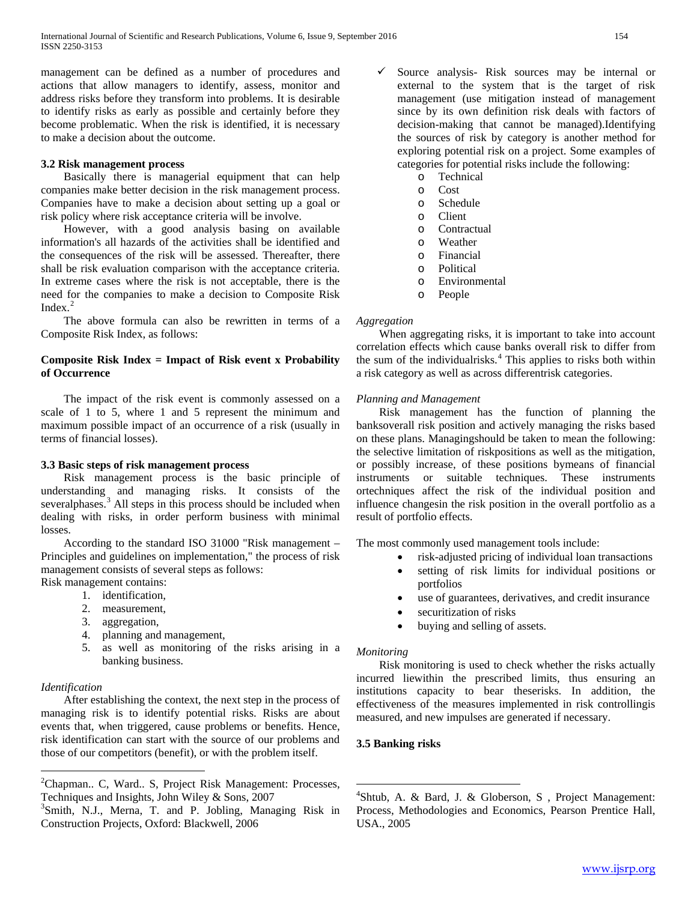management can be defined as a number of procedures and actions that allow managers to identify, assess, monitor and address risks before they transform into problems. It is desirable to identify risks as early as possible and certainly before they become problematic. When the risk is identified, it is necessary to make a decision about the outcome.

### 3.2 Risk management process

Basically there is managerial equipment that can help companies make better decision in the risk management process. Companies have to make a decision about setting up a goal or risk policy where risk acceptance criteria will be involve.

However, with a good analysis basing on available information's all hazards of the activities shall be identified and the consequences of the risk will be assessed. Thereafter, there shall be risk evaluation comparison with the acceptance criteria. In extreme cases where the risk is not acceptable, there is the need for the companies to make a decision to Composite Risk Index.[2]

The above formula can also be rewritten in terms of a Composite Risk Index, as follows:

**Composite Risk Index = Impact of Risk event x Probability of Occurrence**

The impact of the risk event is commonly assessed on a scale of 1 to 5, where 1 and 5 represent the minimum and maximum possible impact of an occurrence of a risk (usually in terms of financial losses).

### 3.3 Basic steps of risk management process

Risk management process is the basic principle of understanding and managing risks. It consists of the severalphases.[3] All steps in this process should be included when dealing with risks, in order perform business with minimal losses.

According to the standard ISO 31000 "Risk management – Principles and guidelines on implementation," the process of risk management consists of several steps as follows:

Risk management contains:

1. identification,
2. measurement,
3. aggregation,
4. planning and management,
5. as well as monitoring of the risks arising in a banking business.

*Identification*

After establishing the context, the next step in the process of managing risk is to identify potential risks. Risks are about events that, when triggered, cause problems or benefits. Hence, risk identification can start with the source of our problems and those of our competitors (benefit), or with the problem itself.

- ✓ Source analysis- Risk sources may be internal or external to the system that is the target of risk management (use mitigation instead of management since by its own definition risk deals with factors of decision-making that cannot be managed).Identifying the sources of risk by category is another method for exploring potential risk on a project. Some examples of categories for potential risks include the following:
  - Technical
  - Cost
  - Schedule
  - Client
  - Contractual
  - Weather
  - Financial
  - Political
  - Environmental
  - People

*Aggregation*

When aggregating risks, it is important to take into account correlation effects which cause banks overall risk to differ from the sum of the individualrisks.[4] This applies to risks both within a risk category as well as across differentrisk categories.

*Planning and Management*

Risk management has the function of planning the banksoverall risk position and actively managing the risks based on these plans. Managingshould be taken to mean the following: the selective limitation of riskpositions as well as the mitigation, or possibly increase, of these positions bymeans of financial instruments or suitable techniques. These instruments ortechniques affect the risk of the individual position and influence changesin the risk position in the overall portfolio as a result of portfolio effects.

The most commonly used management tools include:

- risk-adjusted pricing of individual loan transactions
- setting of risk limits for individual positions or portfolios
- use of guarantees, derivatives, and credit insurance
- securitization of risks
- buying and selling of assets.

*Monitoring*

Risk monitoring is used to check whether the risks actually incurred liewithin the prescribed limits, thus ensuring an institutions capacity to bear theserisks. In addition, the effectiveness of the measures implemented in risk controllingis measured, and new impulses are generated if necessary.

### 3.5 Banking risks

---

[2]Chapman.. C, Ward.. S, Project Risk Management: Processes, Techniques and Insights, John Wiley & Sons, 2007

[3]Smith, N.J., Merna, T. and P. Jobling, Managing Risk in Construction Projects, Oxford: Blackwell, 2006

[4]Shtub, A. & Bard, J. & Globerson, S , Project Management: Process, Methodologies and Economics, Pearson Prentice Hall, USA., 2005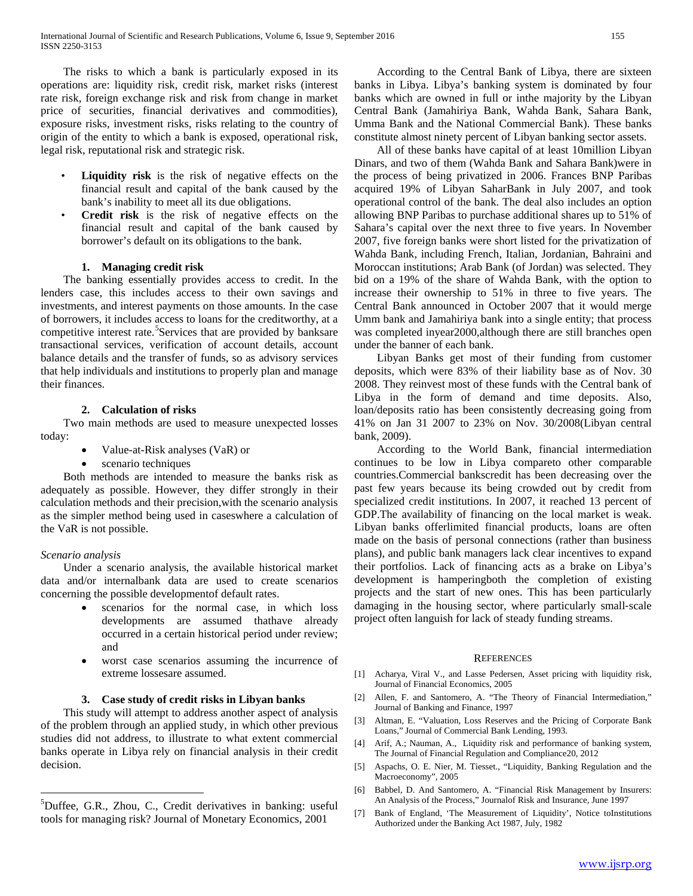The risks to which a bank is particularly exposed in its operations are: liquidity risk, credit risk, market risks (interest rate risk, foreign exchange risk and risk from change in market price of securities, financial derivatives and commodities), exposure risks, investment risks, risks relating to the country of origin of the entity to which a bank is exposed, operational risk, legal risk, reputational risk and strategic risk.

- **Liquidity risk** is the risk of negative effects on the financial result and capital of the bank caused by the bank's inability to meet all its due obligations.
- **Credit risk** is the risk of negative effects on the financial result and capital of the bank caused by borrower's default on its obligations to the bank.

### 1. Managing credit risk

The banking essentially provides access to credit. In the lenders case, this includes access to their own savings and investments, and interest payments on those amounts. In the case of borrowers, it includes access to loans for the creditworthy, at a competitive interest rate.[5]Services that are provided by banksare transactional services, verification of account details, account balance details and the transfer of funds, so as advisory services that help individuals and institutions to properly plan and manage their finances.

### 2. Calculation of risks

Two main methods are used to measure unexpected losses today:

- Value-at-Risk analyses (VaR) or
- scenario techniques

Both methods are intended to measure the banks risk as adequately as possible. However, they differ strongly in their calculation methods and their precision,with the scenario analysis as the simpler method being used in caseswhere a calculation of the VaR is not possible.

*Scenario analysis*

Under a scenario analysis, the available historical market data and/or internalbank data are used to create scenarios concerning the possible developmentof default rates.

- scenarios for the normal case, in which loss developments are assumed thathave already occurred in a certain historical period under review; and
- worst case scenarios assuming the incurrence of extreme lossesare assumed.

### 3. Case study of credit risks in Libyan banks

This study will attempt to address another aspect of analysis of the problem through an applied study, in which other previous studies did not address, to illustrate to what extent commercial banks operate in Libya rely on financial analysis in their credit decision.

According to the Central Bank of Libya, there are sixteen banks in Libya. Libya's banking system is dominated by four banks which are owned in full or inthe majority by the Libyan Central Bank (Jamahiriya Bank, Wahda Bank, Sahara Bank, Umma Bank and the National Commercial Bank). These banks constitute almost ninety percent of Libyan banking sector assets.

All of these banks have capital of at least 10million Libyan Dinars, and two of them (Wahda Bank and Sahara Bank)were in the process of being privatized in 2006. Frances BNP Paribas acquired 19% of Libyan SaharBank in July 2007, and took operational control of the bank. The deal also includes an option allowing BNP Paribas to purchase additional shares up to 51% of Sahara's capital over the next three to five years. In November 2007, five foreign banks were short listed for the privatization of Wahda Bank, including French, Italian, Jordanian, Bahraini and Moroccan institutions; Arab Bank (of Jordan) was selected. They bid on a 19% of the share of Wahda Bank, with the option to increase their ownership to 51% in three to five years. The Central Bank announced in October 2007 that it would merge Umm bank and Jamahiriya bank into a single entity; that process was completed inyear2000,although there are still branches open under the banner of each bank.

Libyan Banks get most of their funding from customer deposits, which were 83% of their liability base as of Nov. 30 2008. They reinvest most of these funds with the Central bank of Libya in the form of demand and time deposits. Also, loan/deposits ratio has been consistently decreasing going from 41% on Jan 31 2007 to 23% on Nov. 30/2008(Libyan central bank, 2009).

According to the World Bank, financial intermediation continues to be low in Libya compareto other comparable countries.Commercial bankscredit has been decreasing over the past few years because its being crowded out by credit from specialized credit institutions. In 2007, it reached 13 percent of GDP.The availability of financing on the local market is weak. Libyan banks offerlimited financial products, loans are often made on the basis of personal connections (rather than business plans), and public bank managers lack clear incentives to expand their portfolios. Lack of financing acts as a brake on Libya's development is hamperingboth the completion of existing projects and the start of new ones. This has been particularly damaging in the housing sector, where particularly small-scale project often languish for lack of steady funding streams.

## REFERENCES

[1] Acharya, Viral V., and Lasse Pedersen, Asset pricing with liquidity risk, Journal of Financial Economics, 2005

[2] Allen, F. and Santomero, A. "The Theory of Financial Intermediation," Journal of Banking and Finance, 1997

[3] Altman, E. "Valuation, Loss Reserves and the Pricing of Corporate Bank Loans," Journal of Commercial Bank Lending, 1993.

[4] Arif, A.; Nauman, A., Liquidity risk and performance of banking system, The Journal of Financial Regulation and Compliance20, 2012

[5] Aspachs, O. E. Nier, M. Tiesset., "Liquidity, Banking Regulation and the Macroeconomy", 2005

[6] Babbel, D. And Santomero, A. "Financial Risk Management by Insurers: An Analysis of the Process," Journalof Risk and Insurance, June 1997

[7] Bank of England, 'The Measurement of Liquidity', Notice toInstitutions Authorized under the Banking Act 1987, July, 1982

---

[5]Duffee, G.R., Zhou, C., Credit derivatives in banking: useful tools for managing risk? Journal of Monetary Economics, 2001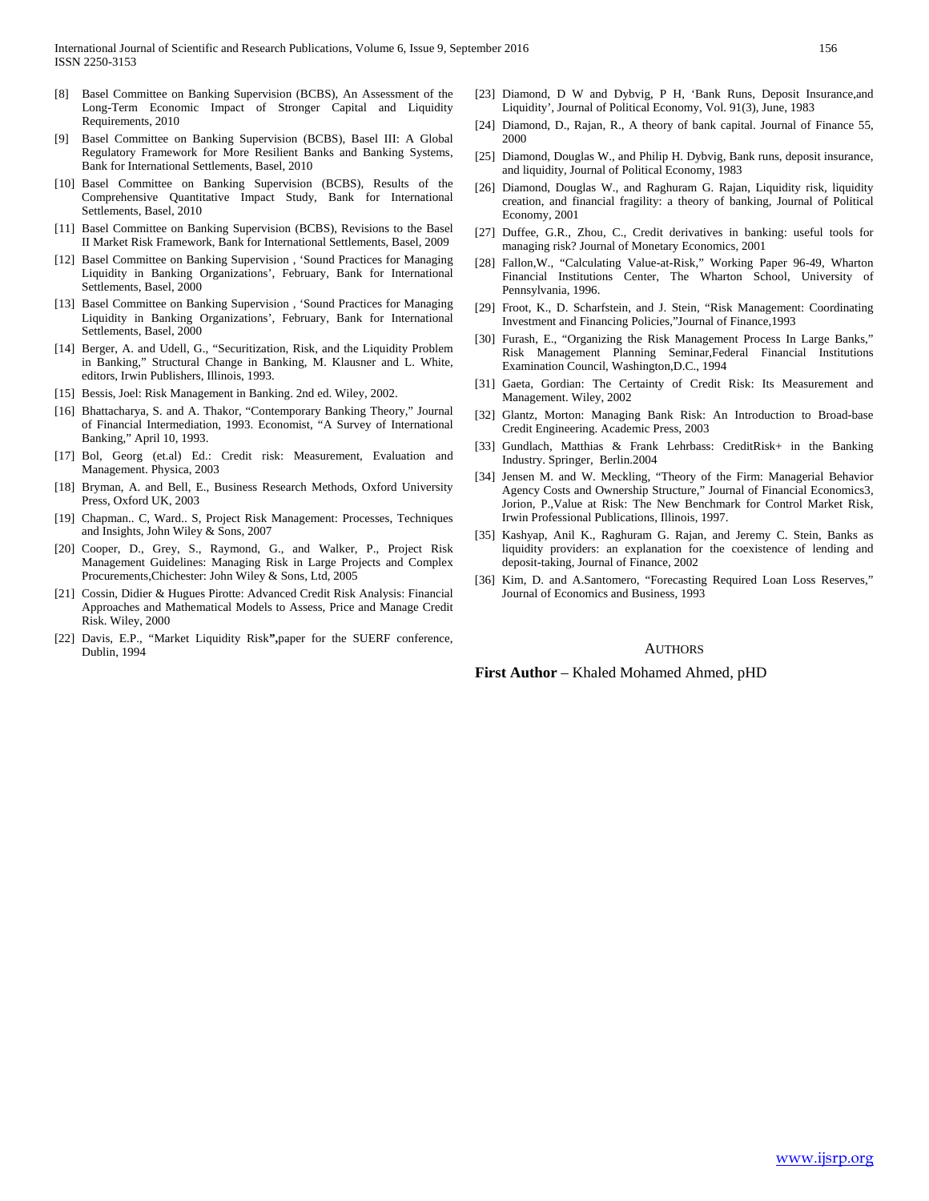[8] Basel Committee on Banking Supervision (BCBS), An Assessment of the Long-Term Economic Impact of Stronger Capital and Liquidity Requirements, 2010

[9] Basel Committee on Banking Supervision (BCBS), Basel III: A Global Regulatory Framework for More Resilient Banks and Banking Systems, Bank for International Settlements, Basel, 2010

[10] Basel Committee on Banking Supervision (BCBS), Results of the Comprehensive Quantitative Impact Study, Bank for International Settlements, Basel, 2010

[11] Basel Committee on Banking Supervision (BCBS), Revisions to the Basel II Market Risk Framework, Bank for International Settlements, Basel, 2009

[12] Basel Committee on Banking Supervision , 'Sound Practices for Managing Liquidity in Banking Organizations', February, Bank for International Settlements, Basel, 2000

[13] Basel Committee on Banking Supervision , 'Sound Practices for Managing Liquidity in Banking Organizations', February, Bank for International Settlements, Basel, 2000

[14] Berger, A. and Udell, G., "Securitization, Risk, and the Liquidity Problem in Banking," Structural Change in Banking, M. Klausner and L. White, editors, Irwin Publishers, Illinois, 1993.

[15] Bessis, Joel: Risk Management in Banking. 2nd ed. Wiley, 2002.

[16] Bhattacharya, S. and A. Thakor, "Contemporary Banking Theory," Journal of Financial Intermediation, 1993. Economist, "A Survey of International Banking," April 10, 1993.

[17] Bol, Georg (et.al) Ed.: Credit risk: Measurement, Evaluation and Management. Physica, 2003

[18] Bryman, A. and Bell, E., Business Research Methods, Oxford University Press, Oxford UK, 2003

[19] Chapman.. C, Ward.. S, Project Risk Management: Processes, Techniques and Insights, John Wiley & Sons, 2007

[20] Cooper, D., Grey, S., Raymond, G., and Walker, P., Project Risk Management Guidelines: Managing Risk in Large Projects and Complex Procurements,Chichester: John Wiley & Sons, Ltd, 2005

[21] Cossin, Didier & Hugues Pirotte: Advanced Credit Risk Analysis: Financial Approaches and Mathematical Models to Assess, Price and Manage Credit Risk. Wiley, 2000

[22] Davis, E.P., "Market Liquidity Risk**",**paper for the SUERF conference, Dublin, 1994

[23] Diamond, D W and Dybvig, P H, 'Bank Runs, Deposit Insurance,and Liquidity', Journal of Political Economy, Vol. 91(3), June, 1983

[24] Diamond, D., Rajan, R., A theory of bank capital. Journal of Finance 55, 2000

[25] Diamond, Douglas W., and Philip H. Dybvig, Bank runs, deposit insurance, and liquidity, Journal of Political Economy, 1983

[26] Diamond, Douglas W., and Raghuram G. Rajan, Liquidity risk, liquidity creation, and financial fragility: a theory of banking, Journal of Political Economy, 2001

[27] Duffee, G.R., Zhou, C., Credit derivatives in banking: useful tools for managing risk? Journal of Monetary Economics, 2001

[28] Fallon,W., "Calculating Value-at-Risk," Working Paper 96-49, Wharton Financial Institutions Center, The Wharton School, University of Pennsylvania, 1996.

[29] Froot, K., D. Scharfstein, and J. Stein, "Risk Management: Coordinating Investment and Financing Policies,"Journal of Finance,1993

[30] Furash, E., "Organizing the Risk Management Process In Large Banks," Risk Management Planning Seminar,Federal Financial Institutions Examination Council, Washington,D.C., 1994

[31] Gaeta, Gordian: The Certainty of Credit Risk: Its Measurement and Management. Wiley, 2002

[32] Glantz, Morton: Managing Bank Risk: An Introduction to Broad-base Credit Engineering. Academic Press, 2003

[33] Gundlach, Matthias & Frank Lehrbass: CreditRisk+ in the Banking Industry. Springer, Berlin.2004

[34] Jensen M. and W. Meckling, "Theory of the Firm: Managerial Behavior Agency Costs and Ownership Structure," Journal of Financial Economics3, Jorion, P.,Value at Risk: The New Benchmark for Control Market Risk, Irwin Professional Publications, Illinois, 1997.

[35] Kashyap, Anil K., Raghuram G. Rajan, and Jeremy C. Stein, Banks as liquidity providers: an explanation for the coexistence of lending and deposit-taking, Journal of Finance, 2002

[36] Kim, D. and A.Santomero, "Forecasting Required Loan Loss Reserves," Journal of Economics and Business, 1993

## Authors

**First Author** – Khaled Mohamed Ahmed, pHD